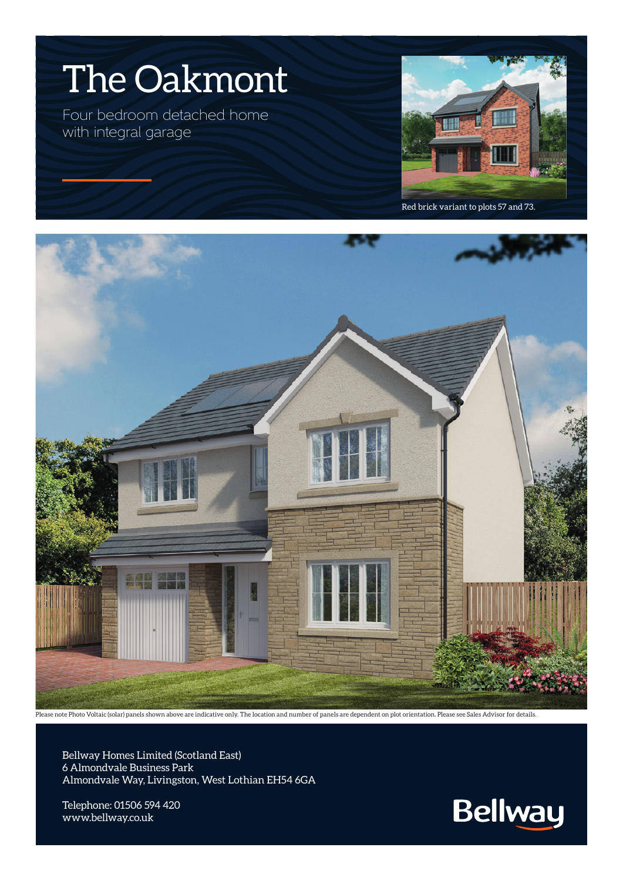# The Oakmont

Four bedroom detached home with integral garage

Red brick variant to plots 57 and 73.

Please note Photo Voltaic (solar) panels shown above are indicative only. The location and number of panels are dependent on plot orientation. Please see Sales Advisor for details.

Bellway Homes Limited (Scotland East)
6 Almondvale Business Park
Almondvale Way, Livingston, West Lothian EH54 6GA

Telephone: 01506 594 420
www.bellway.co.uk

Bellway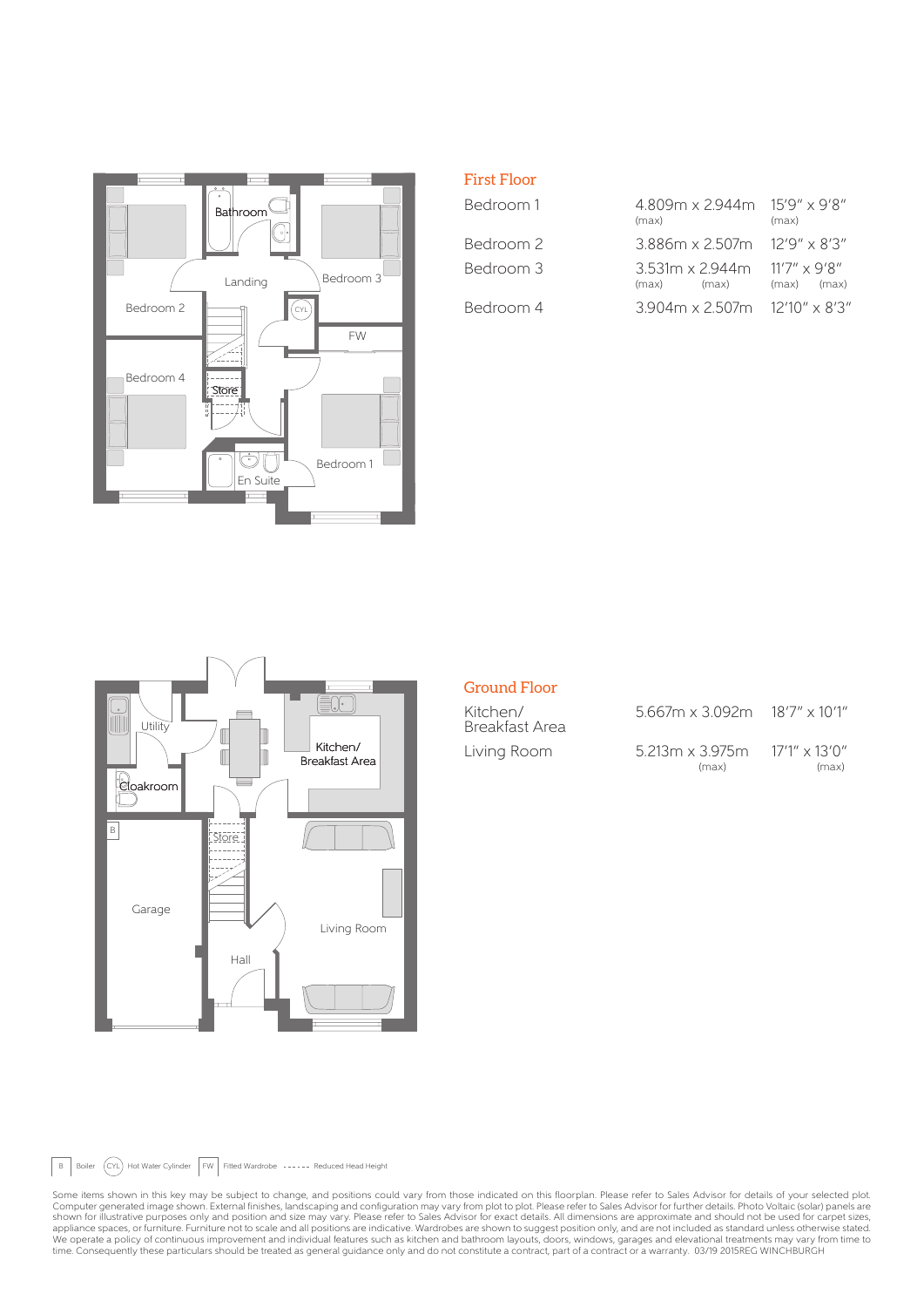## First Floor

| | | |
|---|---|---|
| Bedroom 1 | 4.809m x 2.944m (max) | 15'9" x 9'8" (max) |
| Bedroom 2 | 3.886m x 2.507m | 12'9" x 8'3" |
| Bedroom 3 | 3.531m (max) x 2.944m (max) | 11'7" (max) x 9'8" (max) |
| Bedroom 4 | 3.904m x 2.507m | 12'10" x 8'3" |

## Ground Floor

| | | |
|---|---|---|
| Kitchen/ Breakfast Area | 5.667m x 3.092m | 18'7" x 10'1" |
| Living Room | 5.213m x 3.975m (max) | 17'1" x 13'0" (max) |

B Boiler CYL Hot Water Cylinder FW Fitted Wardrobe ------ Reduced Head Height

Some items shown in this key may be subject to change, and positions could vary from those indicated on this floorplan. Please refer to Sales Advisor for details of your selected plot. Computer generated image shown. External finishes, landscaping and configuration may vary from plot to plot. Please refer to Sales Advisor for further details. Photo Voltaic (solar) panels are shown for illustrative purposes only and position and size may vary. Please refer to Sales Advisor for exact details. All dimensions are approximate and should not be used for carpet sizes, appliance spaces, or furniture. Furniture not to scale and all positions are indicative. Wardrobes are shown to suggest position only, and are not included as standard unless otherwise stated. We operate a policy of continuous improvement and individual features such as kitchen and bathroom layouts, doors, windows, garages and elevational treatments may vary from time to time. Consequently these particulars should be treated as general guidance only and do not constitute a contract, part of a contract or a warranty. 03/19 2015REG WINCHBURGH